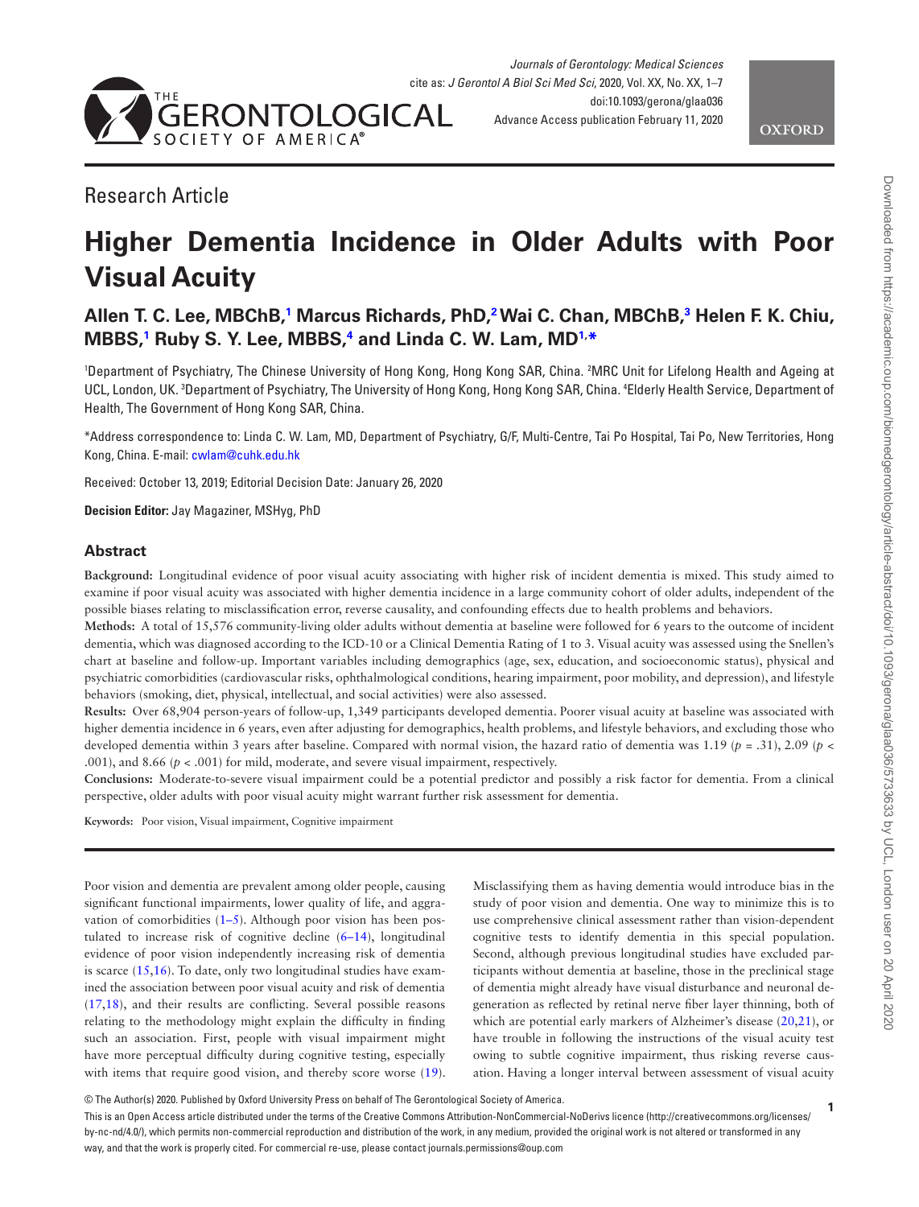Research Article

# Higher Dementia Incidence in Older Adults with Poor Visual Acuity

**Allen T. C. Lee, MBChB,[1] Marcus Richards, PhD,[2] Wai C. Chan, MBChB,[3] Helen F. K. Chiu, MBBS,[1] Ruby S. Y. Lee, MBBS,[4] and Linda C. W. Lam, MD[1,*]**

[1]Department of Psychiatry, The Chinese University of Hong Kong, Hong Kong SAR, China. [2]MRC Unit for Lifelong Health and Ageing at UCL, London, UK. [3]Department of Psychiatry, The University of Hong Kong, Hong Kong SAR, China. [4]Elderly Health Service, Department of Health, The Government of Hong Kong SAR, China.

*Address correspondence to: Linda C. W. Lam, MD, Department of Psychiatry, G/F, Multi-Centre, Tai Po Hospital, Tai Po, New Territories, Hong Kong, China. E-mail: cwlam@cuhk.edu.hk

Received: October 13, 2019; Editorial Decision Date: January 26, 2020

**Decision Editor:** Jay Magaziner, MSHyg, PhD

## Abstract

**Background:** Longitudinal evidence of poor visual acuity associating with higher risk of incident dementia is mixed. This study aimed to examine if poor visual acuity was associated with higher dementia incidence in a large community cohort of older adults, independent of the possible biases relating to misclassification error, reverse causality, and confounding effects due to health problems and behaviors.

**Methods:** A total of 15,576 community-living older adults without dementia at baseline were followed for 6 years to the outcome of incident dementia, which was diagnosed according to the ICD-10 or a Clinical Dementia Rating of 1 to 3. Visual acuity was assessed using the Snellen's chart at baseline and follow-up. Important variables including demographics (age, sex, education, and socioeconomic status), physical and psychiatric comorbidities (cardiovascular risks, ophthalmological conditions, hearing impairment, poor mobility, and depression), and lifestyle behaviors (smoking, diet, physical, intellectual, and social activities) were also assessed.

**Results:** Over 68,904 person-years of follow-up, 1,349 participants developed dementia. Poorer visual acuity at baseline was associated with higher dementia incidence in 6 years, even after adjusting for demographics, health problems, and lifestyle behaviors, and excluding those who developed dementia within 3 years after baseline. Compared with normal vision, the hazard ratio of dementia was 1.19 ($p$ = .31), 2.09 ($p$ < .001), and 8.66 ($p$ < .001) for mild, moderate, and severe visual impairment, respectively.

**Conclusions:** Moderate-to-severe visual impairment could be a potential predictor and possibly a risk factor for dementia. From a clinical perspective, older adults with poor visual acuity might warrant further risk assessment for dementia.

**Keywords:** Poor vision, Visual impairment, Cognitive impairment

Poor vision and dementia are prevalent among older people, causing significant functional impairments, lower quality of life, and aggravation of comorbidities (1–5). Although poor vision has been postulated to increase risk of cognitive decline (6–14), longitudinal evidence of poor vision independently increasing risk of dementia is scarce (15,16). To date, only two longitudinal studies have examined the association between poor visual acuity and risk of dementia (17,18), and their results are conflicting. Several possible reasons relating to the methodology might explain the difficulty in finding such an association. First, people with visual impairment might have more perceptual difficulty during cognitive testing, especially with items that require good vision, and thereby score worse (19). Misclassifying them as having dementia would introduce bias in the study of poor vision and dementia. One way to minimize this is to use comprehensive clinical assessment rather than vision-dependent cognitive tests to identify dementia in this special population. Second, although previous longitudinal studies have excluded participants without dementia at baseline, those in the preclinical stage of dementia might already have visual disturbance and neuronal degeneration as reflected by retinal nerve fiber layer thinning, both of which are potential early markers of Alzheimer's disease (20,21), or have trouble in following the instructions of the visual acuity test owing to subtle cognitive impairment, thus risking reverse causation. Having a longer interval between assessment of visual acuity

© The Author(s) 2020. Published by Oxford University Press on behalf of The Gerontological Society of America.

This is an Open Access article distributed under the terms of the Creative Commons Attribution-NonCommercial-NoDerivs licence (http://creativecommons.org/licenses/by-nc-nd/4.0/), which permits non-commercial reproduction and distribution of the work, in any medium, provided the original work is not altered or transformed in any way, and that the work is properly cited. For commercial re-use, please contact journals.permissions@oup.com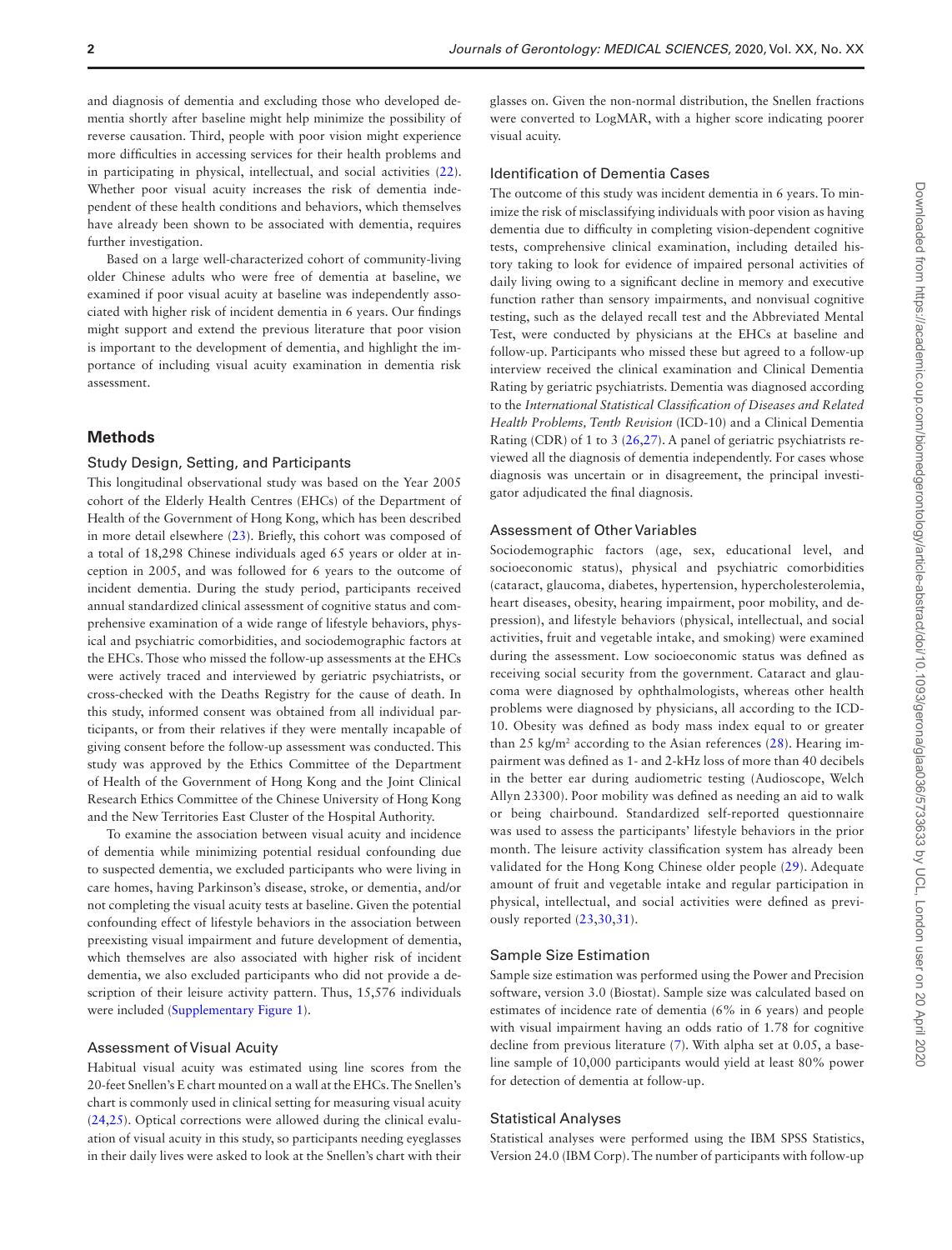and diagnosis of dementia and excluding those who developed dementia shortly after baseline might help minimize the possibility of reverse causation. Third, people with poor vision might experience more difficulties in accessing services for their health problems and in participating in physical, intellectual, and social activities (22). Whether poor visual acuity increases the risk of dementia independent of these health conditions and behaviors, which themselves have already been shown to be associated with dementia, requires further investigation.

Based on a large well-characterized cohort of community-living older Chinese adults who were free of dementia at baseline, we examined if poor visual acuity at baseline was independently associated with higher risk of incident dementia in 6 years. Our findings might support and extend the previous literature that poor vision is important to the development of dementia, and highlight the importance of including visual acuity examination in dementia risk assessment.

## Methods

### Study Design, Setting, and Participants

This longitudinal observational study was based on the Year 2005 cohort of the Elderly Health Centres (EHCs) of the Department of Health of the Government of Hong Kong, which has been described in more detail elsewhere (23). Briefly, this cohort was composed of a total of 18,298 Chinese individuals aged 65 years or older at inception in 2005, and was followed for 6 years to the outcome of incident dementia. During the study period, participants received annual standardized clinical assessment of cognitive status and comprehensive examination of a wide range of lifestyle behaviors, physical and psychiatric comorbidities, and sociodemographic factors at the EHCs. Those who missed the follow-up assessments at the EHCs were actively traced and interviewed by geriatric psychiatrists, or cross-checked with the Deaths Registry for the cause of death. In this study, informed consent was obtained from all individual participants, or from their relatives if they were mentally incapable of giving consent before the follow-up assessment was conducted. This study was approved by the Ethics Committee of the Department of Health of the Government of Hong Kong and the Joint Clinical Research Ethics Committee of the Chinese University of Hong Kong and the New Territories East Cluster of the Hospital Authority.

To examine the association between visual acuity and incidence of dementia while minimizing potential residual confounding due to suspected dementia, we excluded participants who were living in care homes, having Parkinson's disease, stroke, or dementia, and/or not completing the visual acuity tests at baseline. Given the potential confounding effect of lifestyle behaviors in the association between preexisting visual impairment and future development of dementia, which themselves are also associated with higher risk of incident dementia, we also excluded participants who did not provide a description of their leisure activity pattern. Thus, 15,576 individuals were included (Supplementary Figure 1).

### Assessment of Visual Acuity

Habitual visual acuity was estimated using line scores from the 20-feet Snellen's E chart mounted on a wall at the EHCs. The Snellen's chart is commonly used in clinical setting for measuring visual acuity (24,25). Optical corrections were allowed during the clinical evaluation of visual acuity in this study, so participants needing eyeglasses in their daily lives were asked to look at the Snellen's chart with their glasses on. Given the non-normal distribution, the Snellen fractions were converted to LogMAR, with a higher score indicating poorer visual acuity.

### Identification of Dementia Cases

The outcome of this study was incident dementia in 6 years. To minimize the risk of misclassifying individuals with poor vision as having dementia due to difficulty in completing vision-dependent cognitive tests, comprehensive clinical examination, including detailed history taking to look for evidence of impaired personal activities of daily living owing to a significant decline in memory and executive function rather than sensory impairments, and nonvisual cognitive testing, such as the delayed recall test and the Abbreviated Mental Test, were conducted by physicians at the EHCs at baseline and follow-up. Participants who missed these but agreed to a follow-up interview received the clinical examination and Clinical Dementia Rating by geriatric psychiatrists. Dementia was diagnosed according to the *International Statistical Classification of Diseases and Related Health Problems, Tenth Revision* (ICD-10) and a Clinical Dementia Rating (CDR) of 1 to 3 (26,27). A panel of geriatric psychiatrists reviewed all the diagnosis of dementia independently. For cases whose diagnosis was uncertain or in disagreement, the principal investigator adjudicated the final diagnosis.

### Assessment of Other Variables

Sociodemographic factors (age, sex, educational level, and socioeconomic status), physical and psychiatric comorbidities (cataract, glaucoma, diabetes, hypertension, hypercholesterolemia, heart diseases, obesity, hearing impairment, poor mobility, and depression), and lifestyle behaviors (physical, intellectual, and social activities, fruit and vegetable intake, and smoking) were examined during the assessment. Low socioeconomic status was defined as receiving social security from the government. Cataract and glaucoma were diagnosed by ophthalmologists, whereas other health problems were diagnosed by physicians, all according to the ICD-10. Obesity was defined as body mass index equal to or greater than 25 kg/m$^2$ according to the Asian references (28). Hearing impairment was defined as 1- and 2-kHz loss of more than 40 decibels in the better ear during audiometric testing (Audioscope, Welch Allyn 23300). Poor mobility was defined as needing an aid to walk or being chairbound. Standardized self-reported questionnaire was used to assess the participants' lifestyle behaviors in the prior month. The leisure activity classification system has already been validated for the Hong Kong Chinese older people (29). Adequate amount of fruit and vegetable intake and regular participation in physical, intellectual, and social activities were defined as previously reported (23,30,31).

### Sample Size Estimation

Sample size estimation was performed using the Power and Precision software, version 3.0 (Biostat). Sample size was calculated based on estimates of incidence rate of dementia (6% in 6 years) and people with visual impairment having an odds ratio of 1.78 for cognitive decline from previous literature (7). With alpha set at 0.05, a baseline sample of 10,000 participants would yield at least 80% power for detection of dementia at follow-up.

### Statistical Analyses

Statistical analyses were performed using the IBM SPSS Statistics, Version 24.0 (IBM Corp). The number of participants with follow-up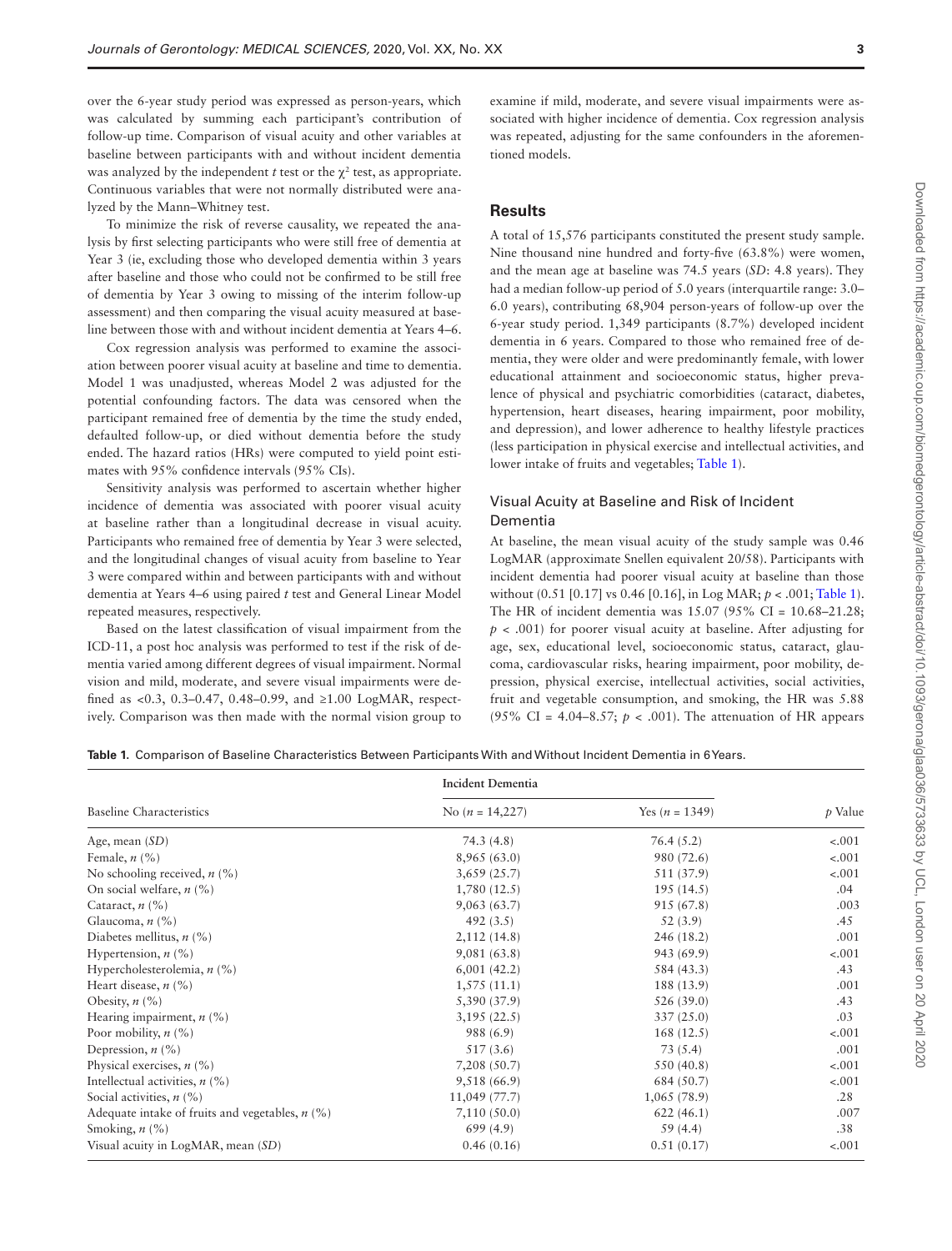over the 6-year study period was expressed as person-years, which was calculated by summing each participant's contribution of follow-up time. Comparison of visual acuity and other variables at baseline between participants with and without incident dementia was analyzed by the independent *t* test or the $\chi^2$ test, as appropriate. Continuous variables that were not normally distributed were analyzed by the Mann–Whitney test.

To minimize the risk of reverse causality, we repeated the analysis by first selecting participants who were still free of dementia at Year 3 (ie, excluding those who developed dementia within 3 years after baseline and those who could not be confirmed to be still free of dementia by Year 3 owing to missing of the interim follow-up assessment) and then comparing the visual acuity measured at baseline between those with and without incident dementia at Years 4–6.

Cox regression analysis was performed to examine the association between poorer visual acuity at baseline and time to dementia. Model 1 was unadjusted, whereas Model 2 was adjusted for the potential confounding factors. The data was censored when the participant remained free of dementia by the time the study ended, defaulted follow-up, or died without dementia before the study ended. The hazard ratios (HRs) were computed to yield point estimates with 95% confidence intervals (95% CIs).

Sensitivity analysis was performed to ascertain whether higher incidence of dementia was associated with poorer visual acuity at baseline rather than a longitudinal decrease in visual acuity. Participants who remained free of dementia by Year 3 were selected, and the longitudinal changes of visual acuity from baseline to Year 3 were compared within and between participants with and without dementia at Years 4–6 using paired *t* test and General Linear Model repeated measures, respectively.

Based on the latest classification of visual impairment from the ICD-11, a post hoc analysis was performed to test if the risk of dementia varied among different degrees of visual impairment. Normal vision and mild, moderate, and severe visual impairments were defined as <0.3, 0.3–0.47, 0.48–0.99, and ≥1.00 LogMAR, respectively. Comparison was then made with the normal vision group to examine if mild, moderate, and severe visual impairments were associated with higher incidence of dementia. Cox regression analysis was repeated, adjusting for the same confounders in the aforementioned models.

## Results

A total of 15,576 participants constituted the present study sample. Nine thousand nine hundred and forty-five (63.8%) were women, and the mean age at baseline was 74.5 years (*SD*: 4.8 years). They had a median follow-up period of 5.0 years (interquartile range: 3.0–6.0 years), contributing 68,904 person-years of follow-up over the 6-year study period. 1,349 participants (8.7%) developed incident dementia in 6 years. Compared to those who remained free of dementia, they were older and were predominantly female, with lower educational attainment and socioeconomic status, higher prevalence of physical and psychiatric comorbidities (cataract, diabetes, hypertension, heart diseases, hearing impairment, poor mobility, and depression), and lower adherence to healthy lifestyle practices (less participation in physical exercise and intellectual activities, and lower intake of fruits and vegetables; Table 1).

### Visual Acuity at Baseline and Risk of Incident Dementia

At baseline, the mean visual acuity of the study sample was 0.46 LogMAR (approximate Snellen equivalent 20/58). Participants with incident dementia had poorer visual acuity at baseline than those without (0.51 [0.17] vs 0.46 [0.16], in Log MAR; $p < .001$; Table 1). The HR of incident dementia was 15.07 (95% CI = 10.68–21.28; $p < .001$) for poorer visual acuity at baseline. After adjusting for age, sex, educational level, socioeconomic status, cataract, glaucoma, cardiovascular risks, hearing impairment, poor mobility, depression, physical exercise, intellectual activities, social activities, fruit and vegetable consumption, and smoking, the HR was 5.88 (95% CI = 4.04–8.57; $p < .001$). The attenuation of HR appears

**Table 1.** Comparison of Baseline Characteristics Between Participants With and Without Incident Dementia in 6 Years.

| Baseline Characteristics | Incident Dementia | | *p* Value |
|---|---|---|---|
| | No (*n* = 14,227) | Yes (*n* = 1349) | |
| Age, mean (*SD*) | 74.3 (4.8) | 76.4 (5.2) | <.001 |
| Female, *n* (%) | 8,965 (63.0) | 980 (72.6) | <.001 |
| No schooling received, *n* (%) | 3,659 (25.7) | 511 (37.9) | <.001 |
| On social welfare, *n* (%) | 1,780 (12.5) | 195 (14.5) | .04 |
| Cataract, *n* (%) | 9,063 (63.7) | 915 (67.8) | .003 |
| Glaucoma, *n* (%) | 492 (3.5) | 52 (3.9) | .45 |
| Diabetes mellitus, *n* (%) | 2,112 (14.8) | 246 (18.2) | .001 |
| Hypertension, *n* (%) | 9,081 (63.8) | 943 (69.9) | <.001 |
| Hypercholesterolemia, *n* (%) | 6,001 (42.2) | 584 (43.3) | .43 |
| Heart disease, *n* (%) | 1,575 (11.1) | 188 (13.9) | .001 |
| Obesity, *n* (%) | 5,390 (37.9) | 526 (39.0) | .43 |
| Hearing impairment, *n* (%) | 3,195 (22.5) | 337 (25.0) | .03 |
| Poor mobility, *n* (%) | 988 (6.9) | 168 (12.5) | <.001 |
| Depression, *n* (%) | 517 (3.6) | 73 (5.4) | .001 |
| Physical exercises, *n* (%) | 7,208 (50.7) | 550 (40.8) | <.001 |
| Intellectual activities, *n* (%) | 9,518 (66.9) | 684 (50.7) | <.001 |
| Social activities, *n* (%) | 11,049 (77.7) | 1,065 (78.9) | .28 |
| Adequate intake of fruits and vegetables, *n* (%) | 7,110 (50.0) | 622 (46.1) | .007 |
| Smoking, *n* (%) | 699 (4.9) | 59 (4.4) | .38 |
| Visual acuity in LogMAR, mean (*SD*) | 0.46 (0.16) | 0.51 (0.17) | <.001 |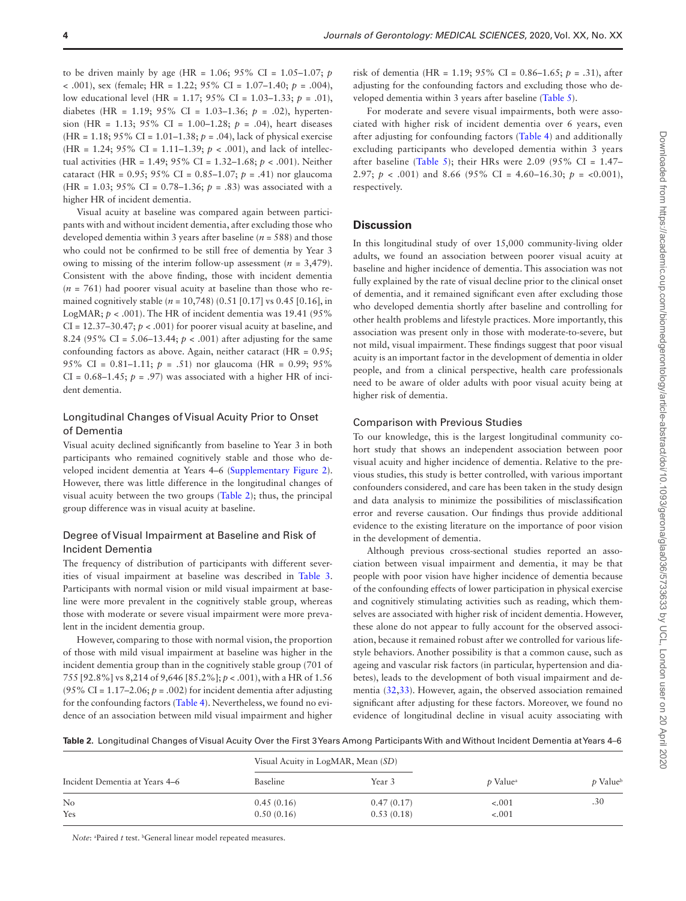to be driven mainly by age (HR = 1.06; 95% CI = 1.05–1.07; $p < .001$), sex (female; HR = 1.22; 95% CI = 1.07–1.40; $p = .004$), low educational level (HR = 1.17; 95% CI = 1.03–1.33; $p = .01$), diabetes (HR = 1.19; 95% CI = 1.03–1.36; $p = .02$), hypertension (HR = 1.13; 95% CI = 1.00–1.28; $p = .04$), heart diseases (HR = 1.18; 95% CI = 1.01–1.38; $p = .04$), lack of physical exercise (HR = 1.24; 95% CI = 1.11–1.39; $p < .001$), and lack of intellectual activities (HR = 1.49; 95% CI = 1.32–1.68; $p < .001$). Neither cataract (HR = 0.95; 95% CI = 0.85–1.07; $p = .41$) nor glaucoma (HR = 1.03; 95% CI = 0.78–1.36; $p = .83$) was associated with a higher HR of incident dementia.

Visual acuity at baseline was compared again between participants with and without incident dementia, after excluding those who developed dementia within 3 years after baseline ($n = 588$) and those who could not be confirmed to be still free of dementia by Year 3 owing to missing of the interim follow-up assessment ($n = 3{,}479$). Consistent with the above finding, those with incident dementia ($n = 761$) had poorer visual acuity at baseline than those who remained cognitively stable ($n = 10{,}748$) (0.51 [0.17] vs 0.45 [0.16], in LogMAR; $p < .001$). The HR of incident dementia was 19.41 (95% CI = 12.37–30.47; $p < .001$) for poorer visual acuity at baseline, and 8.24 (95% CI = 5.06–13.44; $p < .001$) after adjusting for the same confounding factors as above. Again, neither cataract (HR = 0.95; 95% CI = 0.81–1.11; $p = .51$) nor glaucoma (HR = 0.99; 95% CI = 0.68–1.45; $p = .97$) was associated with a higher HR of incident dementia.

### Longitudinal Changes of Visual Acuity Prior to Onset of Dementia

Visual acuity declined significantly from baseline to Year 3 in both participants who remained cognitively stable and those who developed incident dementia at Years 4–6 (Supplementary Figure 2). However, there was little difference in the longitudinal changes of visual acuity between the two groups (Table 2); thus, the principal group difference was in visual acuity at baseline.

### Degree of Visual Impairment at Baseline and Risk of Incident Dementia

The frequency of distribution of participants with different severities of visual impairment at baseline was described in Table 3. Participants with normal vision or mild visual impairment at baseline were more prevalent in the cognitively stable group, whereas those with moderate or severe visual impairment were more prevalent in the incident dementia group.

However, comparing to those with normal vision, the proportion of those with mild visual impairment at baseline was higher in the incident dementia group than in the cognitively stable group (701 of 755 [92.8%] vs 8,214 of 9,646 [85.2%]; $p < .001$), with a HR of 1.56 (95% CI = 1.17–2.06; $p = .002$) for incident dementia after adjusting for the confounding factors (Table 4). Nevertheless, we found no evidence of an association between mild visual impairment and higher risk of dementia (HR = 1.19; 95% CI = 0.86–1.65; $p = .31$), after adjusting for the confounding factors and excluding those who developed dementia within 3 years after baseline (Table 5).

For moderate and severe visual impairments, both were associated with higher risk of incident dementia over 6 years, even after adjusting for confounding factors (Table 4) and additionally excluding participants who developed dementia within 3 years after baseline (Table 5); their HRs were 2.09 (95% CI = 1.47–2.97; $p < .001$) and 8.66 (95% CI = 4.60–16.30; $p = <0.001$), respectively.

## Discussion

In this longitudinal study of over 15,000 community-living older adults, we found an association between poorer visual acuity at baseline and higher incidence of dementia. This association was not fully explained by the rate of visual decline prior to the clinical onset of dementia, and it remained significant even after excluding those who developed dementia shortly after baseline and controlling for other health problems and lifestyle practices. More importantly, this association was present only in those with moderate-to-severe, but not mild, visual impairment. These findings suggest that poor visual acuity is an important factor in the development of dementia in older people, and from a clinical perspective, health care professionals need to be aware of older adults with poor visual acuity being at higher risk of dementia.

### Comparison with Previous Studies

To our knowledge, this is the largest longitudinal community cohort study that shows an independent association between poor visual acuity and higher incidence of dementia. Relative to the previous studies, this study is better controlled, with various important confounders considered, and care has been taken in the study design and data analysis to minimize the possibilities of misclassification error and reverse causation. Our findings thus provide additional evidence to the existing literature on the importance of poor vision in the development of dementia.

Although previous cross-sectional studies reported an association between visual impairment and dementia, it may be that people with poor vision have higher incidence of dementia because of the confounding effects of lower participation in physical exercise and cognitively stimulating activities such as reading, which themselves are associated with higher risk of incident dementia. However, these alone do not appear to fully account for the observed association, because it remained robust after we controlled for various lifestyle behaviors. Another possibility is that a common cause, such as ageing and vascular risk factors (in particular, hypertension and diabetes), leads to the development of both visual impairment and dementia (32,33). However, again, the observed association remained significant after adjusting for these factors. Moreover, we found no evidence of longitudinal decline in visual acuity associating with

**Table 2.** Longitudinal Changes of Visual Acuity Over the First 3 Years Among Participants With and Without Incident Dementia at Years 4–6

| Incident Dementia at Years 4–6 | Visual Acuity in LogMAR, Mean (*SD*) | | | |
|---|---|---|---|---|
| | Baseline | Year 3 | *p* Value[a] | *p* Value[b] |
| No | 0.45 (0.16) | 0.47 (0.17) | <.001 | .30 |
| Yes | 0.50 (0.16) | 0.53 (0.18) | <.001 | |

*Note*: [a]Paired *t* test. [b]General linear model repeated measures.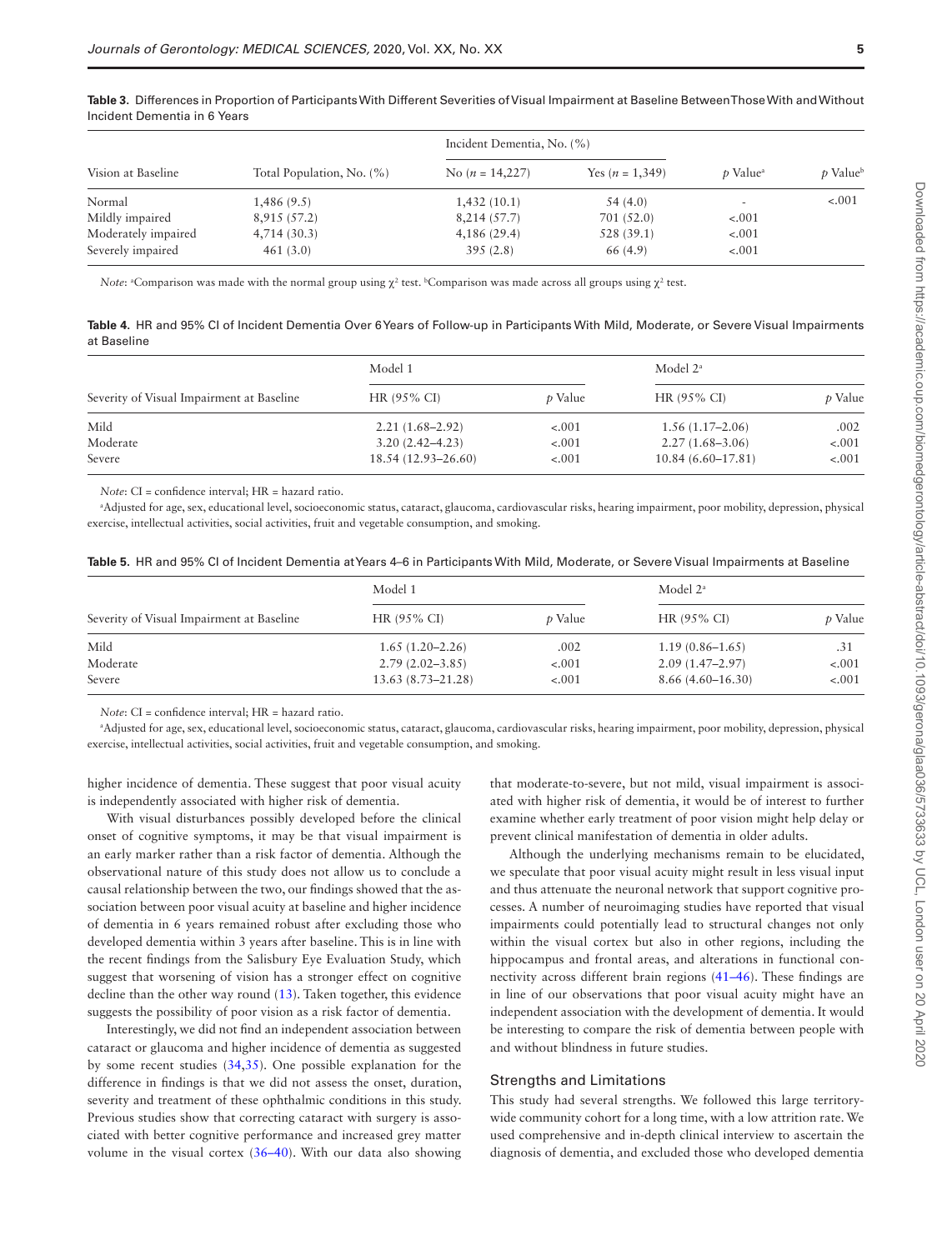**Table 3.** Differences in Proportion of Participants With Different Severities of Visual Impairment at Baseline Between Those With and Without Incident Dementia in 6 Years

| Vision at Baseline | Total Population, No. (%) | Incident Dementia, No. (%) | | $p$ Value[a] | $p$ Value[b] |
|---|---|---|---|---|---|
| | | No ($n$ = 14,227) | Yes ($n$ = 1,349) | | |
| Normal | 1,486 (9.5) | 1,432 (10.1) | 54 (4.0) | - | <.001 |
| Mildly impaired | 8,915 (57.2) | 8,214 (57.7) | 701 (52.0) | <.001 | |
| Moderately impaired | 4,714 (30.3) | 4,186 (29.4) | 528 (39.1) | <.001 | |
| Severely impaired | 461 (3.0) | 395 (2.8) | 66 (4.9) | <.001 | |

*Note*: [a]Comparison was made with the normal group using $\chi^2$ test. [b]Comparison was made across all groups using $\chi^2$ test.

**Table 4.** HR and 95% CI of Incident Dementia Over 6 Years of Follow-up in Participants With Mild, Moderate, or Severe Visual Impairments at Baseline

| Severity of Visual Impairment at Baseline | Model 1 | | Model 2[a] | |
|---|---|---|---|---|
| | HR (95% CI) | $p$ Value | HR (95% CI) | $p$ Value |
| Mild | 2.21 (1.68–2.92) | <.001 | 1.56 (1.17–2.06) | .002 |
| Moderate | 3.20 (2.42–4.23) | <.001 | 2.27 (1.68–3.06) | <.001 |
| Severe | 18.54 (12.93–26.60) | <.001 | 10.84 (6.60–17.81) | <.001 |

*Note*: CI = confidence interval; HR = hazard ratio.

[a]Adjusted for age, sex, educational level, socioeconomic status, cataract, glaucoma, cardiovascular risks, hearing impairment, poor mobility, depression, physical exercise, intellectual activities, social activities, fruit and vegetable consumption, and smoking.

**Table 5.** HR and 95% CI of Incident Dementia at Years 4–6 in Participants With Mild, Moderate, or Severe Visual Impairments at Baseline

| Severity of Visual Impairment at Baseline | Model 1 | | Model 2[a] | |
|---|---|---|---|---|
| | HR (95% CI) | $p$ Value | HR (95% CI) | $p$ Value |
| Mild | 1.65 (1.20–2.26) | .002 | 1.19 (0.86–1.65) | .31 |
| Moderate | 2.79 (2.02–3.85) | <.001 | 2.09 (1.47–2.97) | <.001 |
| Severe | 13.63 (8.73–21.28) | <.001 | 8.66 (4.60–16.30) | <.001 |

*Note*: CI = confidence interval; HR = hazard ratio.

[a]Adjusted for age, sex, educational level, socioeconomic status, cataract, glaucoma, cardiovascular risks, hearing impairment, poor mobility, depression, physical exercise, intellectual activities, social activities, fruit and vegetable consumption, and smoking.

higher incidence of dementia. These suggest that poor visual acuity is independently associated with higher risk of dementia.

With visual disturbances possibly developed before the clinical onset of cognitive symptoms, it may be that visual impairment is an early marker rather than a risk factor of dementia. Although the observational nature of this study does not allow us to conclude a causal relationship between the two, our findings showed that the association between poor visual acuity at baseline and higher incidence of dementia in 6 years remained robust after excluding those who developed dementia within 3 years after baseline. This is in line with the recent findings from the Salisbury Eye Evaluation Study, which suggest that worsening of vision has a stronger effect on cognitive decline than the other way round (13). Taken together, this evidence suggests the possibility of poor vision as a risk factor of dementia.

Interestingly, we did not find an independent association between cataract or glaucoma and higher incidence of dementia as suggested by some recent studies (34,35). One possible explanation for the difference in findings is that we did not assess the onset, duration, severity and treatment of these ophthalmic conditions in this study. Previous studies show that correcting cataract with surgery is associated with better cognitive performance and increased grey matter volume in the visual cortex (36–40). With our data also showing that moderate-to-severe, but not mild, visual impairment is associated with higher risk of dementia, it would be of interest to further examine whether early treatment of poor vision might help delay or prevent clinical manifestation of dementia in older adults.

Although the underlying mechanisms remain to be elucidated, we speculate that poor visual acuity might result in less visual input and thus attenuate the neuronal network that support cognitive processes. A number of neuroimaging studies have reported that visual impairments could potentially lead to structural changes not only within the visual cortex but also in other regions, including the hippocampus and frontal areas, and alterations in functional connectivity across different brain regions (41–46). These findings are in line of our observations that poor visual acuity might have an independent association with the development of dementia. It would be interesting to compare the risk of dementia between people with and without blindness in future studies.

## Strengths and Limitations

This study had several strengths. We followed this large territory-wide community cohort for a long time, with a low attrition rate. We used comprehensive and in-depth clinical interview to ascertain the diagnosis of dementia, and excluded those who developed dementia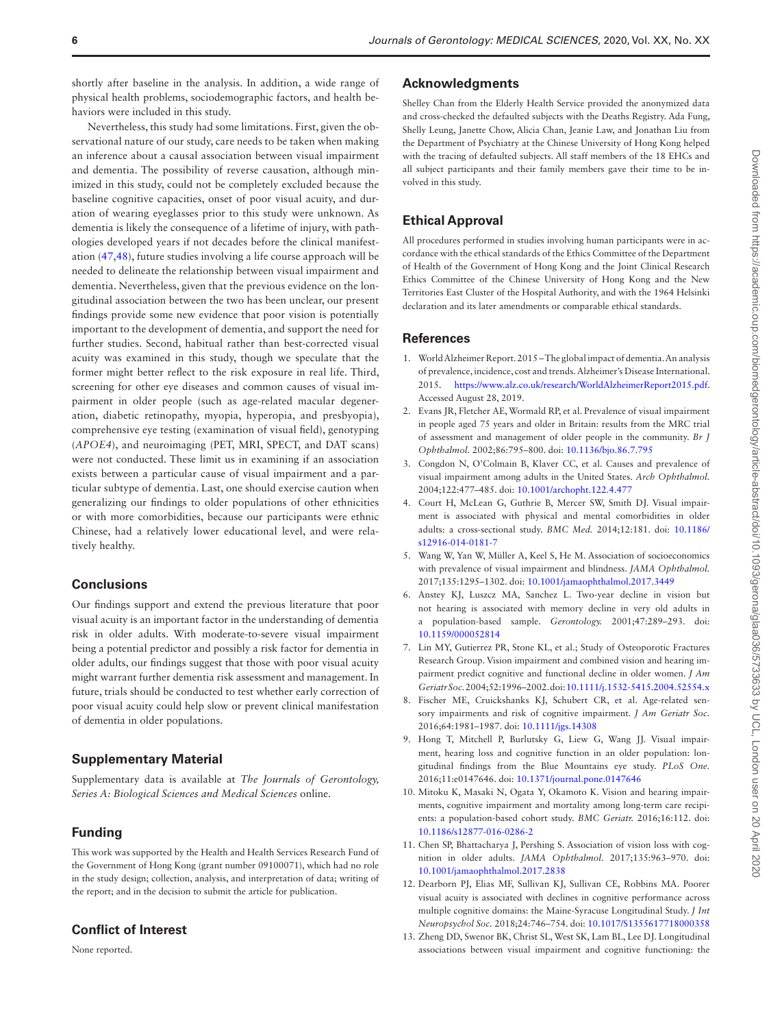shortly after baseline in the analysis. In addition, a wide range of physical health problems, sociodemographic factors, and health behaviors were included in this study.

Nevertheless, this study had some limitations. First, given the observational nature of our study, care needs to be taken when making an inference about a causal association between visual impairment and dementia. The possibility of reverse causation, although minimized in this study, could not be completely excluded because the baseline cognitive capacities, onset of poor visual acuity, and duration of wearing eyeglasses prior to this study were unknown. As dementia is likely the consequence of a lifetime of injury, with pathologies developed years if not decades before the clinical manifestation (47,48), future studies involving a life course approach will be needed to delineate the relationship between visual impairment and dementia. Nevertheless, given that the previous evidence on the longitudinal association between the two has been unclear, our present findings provide some new evidence that poor vision is potentially important to the development of dementia, and support the need for further studies. Second, habitual rather than best-corrected visual acuity was examined in this study, though we speculate that the former might better reflect to the risk exposure in real life. Third, screening for other eye diseases and common causes of visual impairment in older people (such as age-related macular degeneration, diabetic retinopathy, myopia, hyperopia, and presbyopia), comprehensive eye testing (examination of visual field), genotyping (*APOE4*), and neuroimaging (PET, MRI, SPECT, and DAT scans) were not conducted. These limit us in examining if an association exists between a particular cause of visual impairment and a particular subtype of dementia. Last, one should exercise caution when generalizing our findings to older populations of other ethnicities or with more comorbidities, because our participants were ethnic Chinese, had a relatively lower educational level, and were relatively healthy.

## Conclusions

Our findings support and extend the previous literature that poor visual acuity is an important factor in the understanding of dementia risk in older adults. With moderate-to-severe visual impairment being a potential predictor and possibly a risk factor for dementia in older adults, our findings suggest that those with poor visual acuity might warrant further dementia risk assessment and management. In future, trials should be conducted to test whether early correction of poor visual acuity could help slow or prevent clinical manifestation of dementia in older populations.

## Supplementary Material

Supplementary data is available at *The Journals of Gerontology, Series A: Biological Sciences and Medical Sciences* online.

## Funding

This work was supported by the Health and Health Services Research Fund of the Government of Hong Kong (grant number 09100071), which had no role in the study design; collection, analysis, and interpretation of data; writing of the report; and in the decision to submit the article for publication.

## Conflict of Interest

None reported.

## Acknowledgments

Shelley Chan from the Elderly Health Service provided the anonymized data and cross-checked the defaulted subjects with the Deaths Registry. Ada Fung, Shelly Leung, Janette Chow, Alicia Chan, Jeanie Law, and Jonathan Liu from the Department of Psychiatry at the Chinese University of Hong Kong helped with the tracing of defaulted subjects. All staff members of the 18 EHCs and all subject participants and their family members gave their time to be involved in this study.

## Ethical Approval

All procedures performed in studies involving human participants were in accordance with the ethical standards of the Ethics Committee of the Department of Health of the Government of Hong Kong and the Joint Clinical Research Ethics Committee of the Chinese University of Hong Kong and the New Territories East Cluster of the Hospital Authority, and with the 1964 Helsinki declaration and its later amendments or comparable ethical standards.

## References

1. World Alzheimer Report. 2015 – The global impact of dementia. An analysis of prevalence, incidence, cost and trends. Alzheimer's Disease International. 2015. https://www.alz.co.uk/research/WorldAlzheimerReport2015.pdf. Accessed August 28, 2019.
2. Evans JR, Fletcher AE, Wormald RP, et al. Prevalence of visual impairment in people aged 75 years and older in Britain: results from the MRC trial of assessment and management of older people in the community. *Br J Ophthalmol.* 2002;86:795–800. doi: 10.1136/bjo.86.7.795
3. Congdon N, O'Colmain B, Klaver CC, et al. Causes and prevalence of visual impairment among adults in the United States. *Arch Ophthalmol.* 2004;122:477–485. doi: 10.1001/archopht.122.4.477
4. Court H, McLean G, Guthrie B, Mercer SW, Smith DJ. Visual impairment is associated with physical and mental comorbidities in older adults: a cross-sectional study. *BMC Med.* 2014;12:181. doi: 10.1186/s12916-014-0181-7
5. Wang W, Yan W, Müller A, Keel S, He M. Association of socioeconomics with prevalence of visual impairment and blindness. *JAMA Ophthalmol.* 2017;135:1295–1302. doi: 10.1001/jamaophthalmol.2017.3449
6. Anstey KJ, Luszcz MA, Sanchez L. Two-year decline in vision but not hearing is associated with memory decline in very old adults in a population-based sample. *Gerontology.* 2001;47:289–293. doi: 10.1159/000052814
7. Lin MY, Gutierrez PR, Stone KL, et al.; Study of Osteoporotic Fractures Research Group. Vision impairment and combined vision and hearing impairment predict cognitive and functional decline in older women. *J Am Geriatr Soc.* 2004;52:1996–2002. doi: 10.1111/j.1532-5415.2004.52554.x
8. Fischer ME, Cruickshanks KJ, Schubert CR, et al. Age-related sensory impairments and risk of cognitive impairment. *J Am Geriatr Soc.* 2016;64:1981–1987. doi: 10.1111/jgs.14308
9. Hong T, Mitchell P, Burlutsky G, Liew G, Wang JJ. Visual impairment, hearing loss and cognitive function in an older population: longitudinal findings from the Blue Mountains eye study. *PLoS One.* 2016;11:e0147646. doi: 10.1371/journal.pone.0147646
10. Mitoku K, Masaki N, Ogata Y, Okamoto K. Vision and hearing impairments, cognitive impairment and mortality among long-term care recipients: a population-based cohort study. *BMC Geriatr.* 2016;16:112. doi: 10.1186/s12877-016-0286-2
11. Chen SP, Bhattacharya J, Pershing S. Association of vision loss with cognition in older adults. *JAMA Ophthalmol.* 2017;135:963–970. doi: 10.1001/jamaophthalmol.2017.2838
12. Dearborn PJ, Elias MF, Sullivan KJ, Sullivan CE, Robbins MA. Poorer visual acuity is associated with declines in cognitive performance across multiple cognitive domains: the Maine-Syracuse Longitudinal Study. *J Int Neuropsychol Soc.* 2018;24:746–754. doi: 10.1017/S1355617718000358
13. Zheng DD, Swenor BK, Christ SL, West SK, Lam BL, Lee DJ. Longitudinal associations between visual impairment and cognitive functioning: the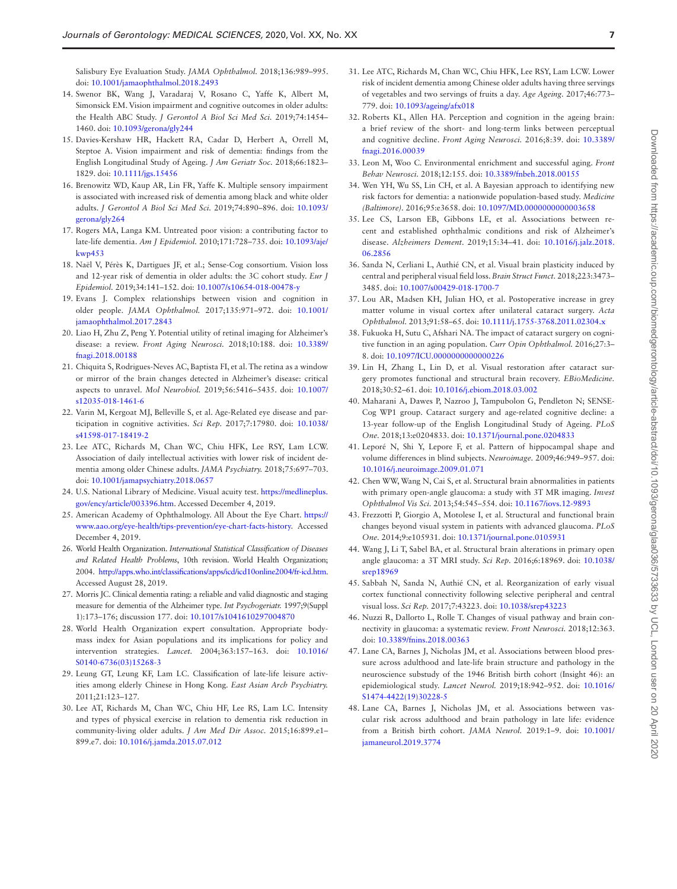Salisbury Eye Evaluation Study. *JAMA Ophthalmol*. 2018;136:989–995. doi: 10.1001/jamaophthalmol.2018.2493

14. Swenor BK, Wang J, Varadaraj V, Rosano C, Yaffe K, Albert M, Simonsick EM. Vision impairment and cognitive outcomes in older adults: the Health ABC Study. *J Gerontol A Biol Sci Med Sci*. 2019;74:1454–1460. doi: 10.1093/gerona/gly244
15. Davies-Kershaw HR, Hackett RA, Cadar D, Herbert A, Orrell M, Steptoe A. Vision impairment and risk of dementia: findings from the English Longitudinal Study of Ageing. *J Am Geriatr Soc*. 2018;66:1823–1829. doi: 10.1111/jgs.15456
16. Brenowitz WD, Kaup AR, Lin FR, Yaffe K. Multiple sensory impairment is associated with increased risk of dementia among black and white older adults. *J Gerontol A Biol Sci Med Sci*. 2019;74:890–896. doi: 10.1093/gerona/gly264
17. Rogers MA, Langa KM. Untreated poor vision: a contributing factor to late-life dementia. *Am J Epidemiol*. 2010;171:728–735. doi: 10.1093/aje/kwp453
18. Naël V, Pérès K, Dartigues JF, et al.; Sense-Cog consortium. Vision loss and 12-year risk of dementia in older adults: the 3C cohort study. *Eur J Epidemiol*. 2019;34:141–152. doi: 10.1007/s10654-018-00478-y
19. Evans J. Complex relationships between vision and cognition in older people. *JAMA Ophthalmol*. 2017;135:971–972. doi: 10.1001/jamaophthalmol.2017.2843
20. Liao H, Zhu Z, Peng Y. Potential utility of retinal imaging for Alzheimer's disease: a review. *Front Aging Neurosci*. 2018;10:188. doi: 10.3389/fnagi.2018.00188
21. Chiquita S, Rodrigues-Neves AC, Baptista FI, et al. The retina as a window or mirror of the brain changes detected in Alzheimer's disease: critical aspects to unravel. *Mol Neurobiol*. 2019;56:5416–5435. doi: 10.1007/s12035-018-1461-6
22. Varin M, Kergoat MJ, Belleville S, et al. Age-Related eye disease and participation in cognitive activities. *Sci Rep*. 2017;7:17980. doi: 10.1038/s41598-017-18419-2
23. Lee ATC, Richards M, Chan WC, Chiu HFK, Lee RSY, Lam LCW. Association of daily intellectual activities with lower risk of incident dementia among older Chinese adults. *JAMA Psychiatry*. 2018;75:697–703. doi: 10.1001/jamapsychiatry.2018.0657
24. U.S. National Library of Medicine. Visual acuity test. https://medlineplus.gov/ency/article/003396.htm. Accessed December 4, 2019.
25. American Academy of Ophthalmology. All About the Eye Chart. https://www.aao.org/eye-health/tips-prevention/eye-chart-facts-history. Accessed December 4, 2019.
26. World Health Organization. *International Statistical Classification of Diseases and Related Health Problems*, 10th revision. World Health Organization; 2004. http://apps.who.int/classifications/apps/icd/icd10online2004/fr-icd.htm. Accessed August 28, 2019.
27. Morris JC. Clinical dementia rating: a reliable and valid diagnostic and staging measure for dementia of the Alzheimer type. *Int Psychogeriatr*. 1997;9(Suppl 1):173–176; discussion 177. doi: 10.1017/s1041610297004870
28. World Health Organization expert consultation. Appropriate body-mass index for Asian populations and its implications for policy and intervention strategies. *Lancet*. 2004;363:157–163. doi: 10.1016/S0140-6736(03)15268-3
29. Leung GT, Leung KF, Lam LC. Classification of late-life leisure activities among elderly Chinese in Hong Kong. *East Asian Arch Psychiatry*. 2011;21:123–127.
30. Lee AT, Richards M, Chan WC, Chiu HF, Lee RS, Lam LC. Intensity and types of physical exercise in relation to dementia risk reduction in community-living older adults. *J Am Med Dir Assoc*. 2015;16:899.e1–899.e7. doi: 10.1016/j.jamda.2015.07.012
31. Lee ATC, Richards M, Chan WC, Chiu HFK, Lee RSY, Lam LCW. Lower risk of incident dementia among Chinese older adults having three servings of vegetables and two servings of fruits a day. *Age Ageing*. 2017;46:773–779. doi: 10.1093/ageing/afx018
32. Roberts KL, Allen HA. Perception and cognition in the ageing brain: a brief review of the short- and long-term links between perceptual and cognitive decline. *Front Aging Neurosci*. 2016;8:39. doi: 10.3389/fnagi.2016.00039
33. Leon M, Woo C. Environmental enrichment and successful aging. *Front Behav Neurosci*. 2018;12:155. doi: 10.3389/fnbeh.2018.00155
34. Wen YH, Wu SS, Lin CH, et al. A Bayesian approach to identifying new risk factors for dementia: a nationwide population-based study. *Medicine (Baltimore)*. 2016;95:e3658. doi: 10.1097/MD.0000000000003658
35. Lee CS, Larson EB, Gibbons LE, et al. Associations between recent and established ophthalmic conditions and risk of Alzheimer's disease. *Alzheimers Dement*. 2019;15:34–41. doi: 10.1016/j.jalz.2018.06.2856
36. Sanda N, Cerliani L, Authié CN, et al. Visual brain plasticity induced by central and peripheral visual field loss. *Brain Struct Funct*. 2018;223:3473–3485. doi: 10.1007/s00429-018-1700-7
37. Lou AR, Madsen KH, Julian HO, et al. Postoperative increase in grey matter volume in visual cortex after unilateral cataract surgery. *Acta Ophthalmol*. 2013;91:58–65. doi: 10.1111/j.1755-3768.2011.02304.x
38. Fukuoka H, Sutu C, Afshari NA. The impact of cataract surgery on cognitive function in an aging population. *Curr Opin Ophthalmol*. 2016;27:3–8. doi: 10.1097/ICU.0000000000000226
39. Lin H, Zhang L, Lin D, et al. Visual restoration after cataract surgery promotes functional and structural brain recovery. *EBioMedicine*. 2018;30:52–61. doi: 10.1016/j.ebiom.2018.03.002
40. Maharani A, Dawes P, Nazroo J, Tampubolon G, Pendleton N; SENSE-Cog WP1 group. Cataract surgery and age-related cognitive decline: a 13-year follow-up of the English Longitudinal Study of Ageing. *PLoS One*. 2018;13:e0204833. doi: 10.1371/journal.pone.0204833
41. Leporé N, Shi Y, Lepore F, et al. Pattern of hippocampal shape and volume differences in blind subjects. *Neuroimage*. 2009;46:949–957. doi: 10.1016/j.neuroimage.2009.01.071
42. Chen WW, Wang N, Cai S, et al. Structural brain abnormalities in patients with primary open-angle glaucoma: a study with 3T MR imaging. *Invest Ophthalmol Vis Sci*. 2013;54:545–554. doi: 10.1167/iovs.12-9893
43. Frezzotti P, Giorgio A, Motolese I, et al. Structural and functional brain changes beyond visual system in patients with advanced glaucoma. *PLoS One*. 2014;9:e105931. doi: 10.1371/journal.pone.0105931
44. Wang J, Li T, Sabel BA, et al. Structural brain alterations in primary open angle glaucoma: a 3T MRI study. *Sci Rep*. 2016;6:18969. doi: 10.1038/srep18969
45. Sabbah N, Sanda N, Authié CN, et al. Reorganization of early visual cortex functional connectivity following selective peripheral and central visual loss. *Sci Rep*. 2017;7:43223. doi: 10.1038/srep43223
46. Nuzzi R, Dallorto L, Rolle T. Changes of visual pathway and brain connectivity in glaucoma: a systematic review. *Front Neurosci*. 2018;12:363. doi: 10.3389/fnins.2018.00363
47. Lane CA, Barnes J, Nicholas JM, et al. Associations between blood pressure across adulthood and late-life brain structure and pathology in the neuroscience substudy of the 1946 British birth cohort (Insight 46): an epidemiological study. *Lancet Neurol*. 2019;18:942–952. doi: 10.1016/S1474-4422(19)30228-5
48. Lane CA, Barnes J, Nicholas JM, et al. Associations between vascular risk across adulthood and brain pathology in late life: evidence from a British birth cohort. *JAMA Neurol*. 2019:1–9. doi: 10.1001/jamaneurol.2019.3774